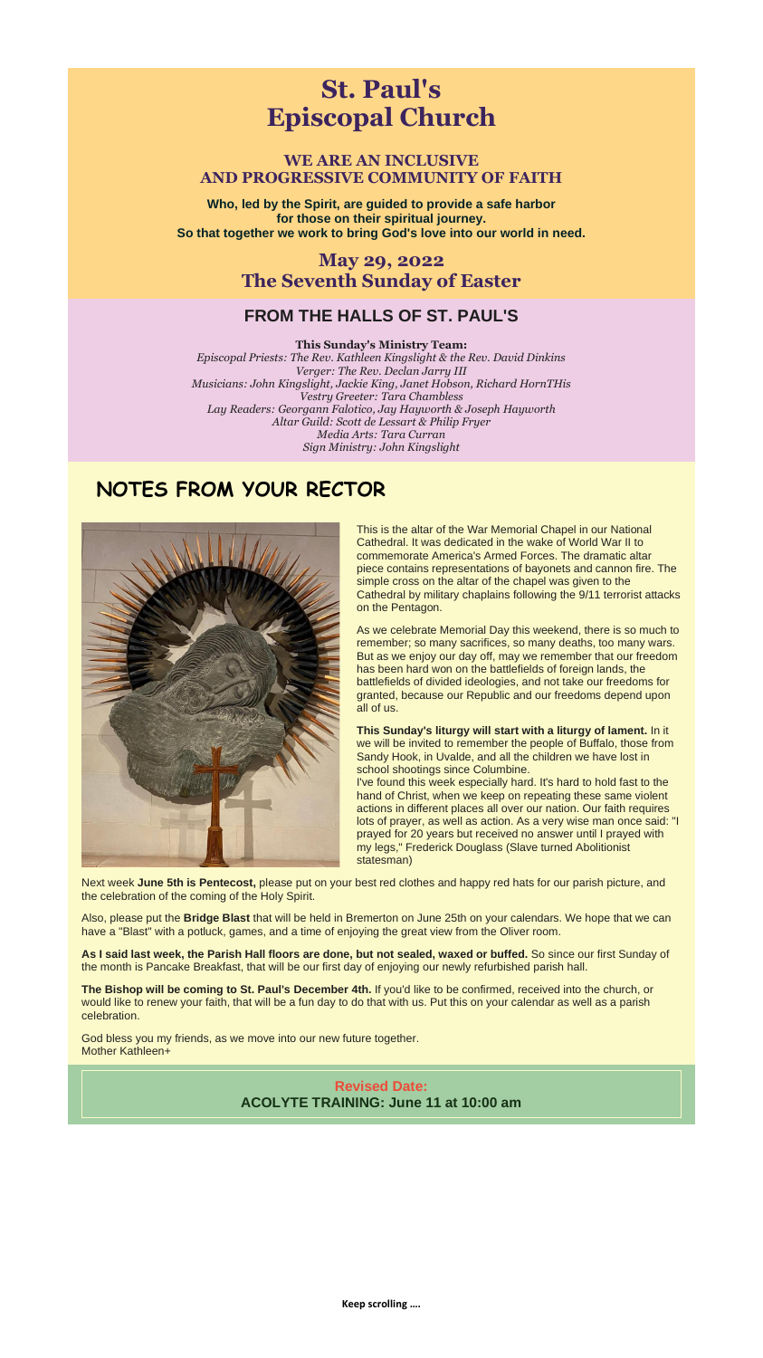# St. Paul's Episcopal Church

### WE ARE AN INCLUSIVE AND PROGRESSIVE COMMUNITY OF FAITH

**Who, led by the Spirit, are guided to provide a safe harbor for those on their spiritual journey. So that together we work to bring God's love into our world in need.**

## May 29, 2022
## The Seventh Sunday of Easter

## FROM THE HALLS OF ST. PAUL'S

**This Sunday's Ministry Team:**
*Episcopal Priests: The Rev. Kathleen Kingslight & the Rev. David Dinkins*
*Verger: The Rev. Declan Jarry III*
*Musicians: John Kingslight, Jackie King, Janet Hobson, Richard HornTHis*
*Vestry Greeter: Tara Chambless*
*Lay Readers: Georgann Falotico, Jay Hayworth & Joseph Hayworth*
*Altar Guild: Scott de Lessart & Philip Fryer*
*Media Arts: Tara Curran*
*Sign Ministry: John Kingslight*

## NOTES FROM YOUR RECTOR

This is the altar of the War Memorial Chapel in our National Cathedral. It was dedicated in the wake of World War II to commemorate America's Armed Forces. The dramatic altar piece contains representations of bayonets and cannon fire. The simple cross on the altar of the chapel was given to the Cathedral by military chaplains following the 9/11 terrorist attacks on the Pentagon.

As we celebrate Memorial Day this weekend, there is so much to remember; so many sacrifices, so many deaths, too many wars. But as we enjoy our day off, may we remember that our freedom has been hard won on the battlefields of foreign lands, the battlefields of divided ideologies, and not take our freedoms for granted, because our Republic and our freedoms depend upon all of us.

**This Sunday's liturgy will start with a liturgy of lament.** In it we will be invited to remember the people of Buffalo, those from Sandy Hook, in Uvalde, and all the children we have lost in school shootings since Columbine.
I've found this week especially hard. It's hard to hold fast to the hand of Christ, when we keep on repeating these same violent actions in different places all over our nation. Our faith requires lots of prayer, as well as action. As a very wise man once said: "I prayed for 20 years but received no answer until I prayed with my legs," Frederick Douglass (Slave turned Abolitionist statesman)

Next week **June 5th is Pentecost,** please put on your best red clothes and happy red hats for our parish picture, and the celebration of the coming of the Holy Spirit.

Also, please put the **Bridge Blast** that will be held in Bremerton on June 25th on your calendars. We hope that we can have a "Blast" with a potluck, games, and a time of enjoying the great view from the Oliver room.

**As I said last week, the Parish Hall floors are done, but not sealed, waxed or buffed.** So since our first Sunday of the month is Pancake Breakfast, that will be our first day of enjoying our newly refurbished parish hall.

**The Bishop will be coming to St. Paul's December 4th.** If you'd like to be confirmed, received into the church, or would like to renew your faith, that will be a fun day to do that with us. Put this on your calendar as well as a parish celebration.

God bless you my friends, as we move into our new future together.
Mother Kathleen+

**Revised Date:**
**ACOLYTE TRAINING: June 11 at 10:00 am**

**Keep scrolling ....**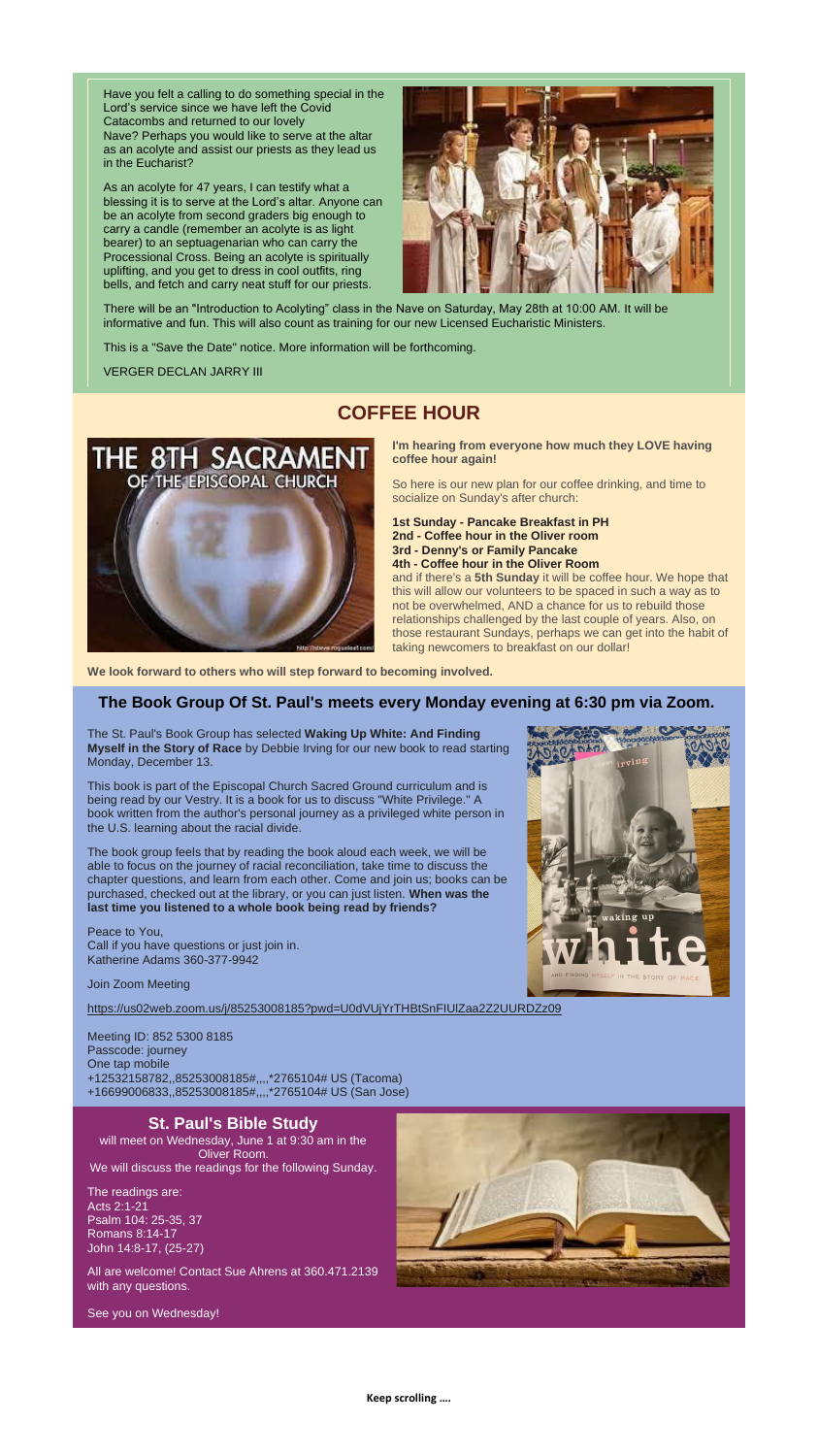Have you felt a calling to do something special in the Lord's service since we have left the Covid Catacombs and returned to our lovely Nave? Perhaps you would like to serve at the altar as an acolyte and assist our priests as they lead us in the Eucharist?

As an acolyte for 47 years, I can testify what a blessing it is to serve at the Lord's altar. Anyone can be an acolyte from second graders big enough to carry a candle (remember an acolyte is as light bearer) to an septuagenarian who can carry the Processional Cross. Being an acolyte is spiritually uplifting, and you get to dress in cool outfits, ring bells, and fetch and carry neat stuff for our priests.

There will be an "Introduction to Acolyting" class in the Nave on Saturday, May 28th at 10:00 AM. It will be informative and fun. This will also count as training for our new Licensed Eucharistic Ministers.

This is a "Save the Date" notice. More information will be forthcoming.

VERGER DECLAN JARRY III

## COFFEE HOUR

THE 8TH SACRAMENT OF THE EPISCOPAL CHURCH

**I'm hearing from everyone how much they LOVE having coffee hour again!**

So here is our new plan for our coffee drinking, and time to socialize on Sunday's after church:

**1st Sunday - Pancake Breakfast in PH**
**2nd - Coffee hour in the Oliver room**
**3rd - Denny's or Family Pancake**
**4th - Coffee hour in the Oliver Room**
and if there's a **5th Sunday** it will be coffee hour. We hope that this will allow our volunteers to be spaced in such a way as to not be overwhelmed, AND a chance for us to rebuild those relationships challenged by the last couple of years. Also, on those restaurant Sundays, perhaps we can get into the habit of taking newcomers to breakfast on our dollar!

**We look forward to others who will step forward to becoming involved.**

## The Book Group Of St. Paul's meets every Monday evening at 6:30 pm via Zoom.

The St. Paul's Book Group has selected **Waking Up White: And Finding Myself in the Story of Race** by Debbie Irving for our new book to read starting Monday, December 13.

This book is part of the Episcopal Church Sacred Ground curriculum and is being read by our Vestry. It is a book for us to discuss "White Privilege." A book written from the author's personal journey as a privileged white person in the U.S. learning about the racial divide.

The book group feels that by reading the book aloud each week, we will be able to focus on the journey of racial reconciliation, take time to discuss the chapter questions, and learn from each other. Come and join us; books can be purchased, checked out at the library, or you can just listen. **When was the last time you listened to a whole book being read by friends?**

Peace to You,
Call if you have questions or just join in.
Katherine Adams 360-377-9942

Join Zoom Meeting

https://us02web.zoom.us/j/85253008185?pwd=U0dVUjYrTHBtSnFIUlZaa2Z2UURDZz09

Meeting ID: 852 5300 8185
Passcode: journey
One tap mobile
+12532158782,,85253008185#,,,,*2765104# US (Tacoma)
+16699006833,,85253008185#,,,,*2765104# US (San Jose)

## St. Paul's Bible Study

will meet on Wednesday, June 1 at 9:30 am in the Oliver Room.
We will discuss the readings for the following Sunday.

The readings are:
Acts 2:1-21
Psalm 104: 25-35, 37
Romans 8:14-17
John 14:8-17, (25-27)

All are welcome! Contact Sue Ahrens at 360.471.2139 with any questions.

See you on Wednesday!

**Keep scrolling ….**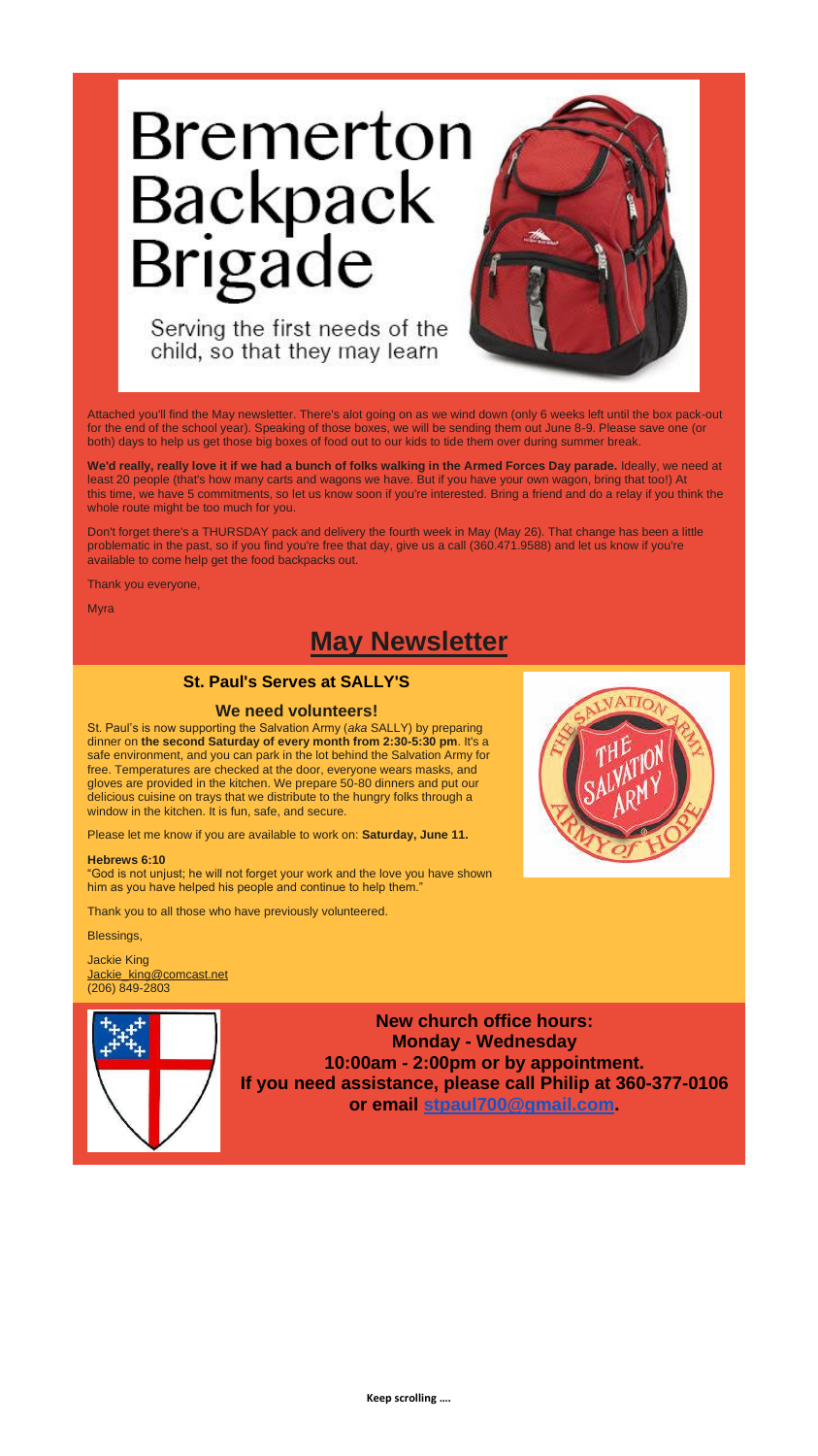# Bremerton Backpack Brigade

Serving the first needs of the child, so that they may learn

Attached you'll find the May newsletter. There's alot going on as we wind down (only 6 weeks left until the box pack-out for the end of the school year). Speaking of those boxes, we will be sending them out June 8-9. Please save one (or both) days to help us get those big boxes of food out to our kids to tide them over during summer break.

**We'd really, really love it if we had a bunch of folks walking in the Armed Forces Day parade.** Ideally, we need at least 20 people (that's how many carts and wagons we have. But if you have your own wagon, bring that too!) At this time, we have 5 commitments, so let us know soon if you're interested. Bring a friend and do a relay if you think the whole route might be too much for you.

Don't forget there's a THURSDAY pack and delivery the fourth week in May (May 26). That change has been a little problematic in the past, so if you find you're free that day, give us a call (360.471.9588) and let us know if you're available to come help get the food backpacks out.

Thank you everyone,

Myra

## May Newsletter

### St. Paul's Serves at SALLY'S

#### We need volunteers!

St. Paul's is now supporting the Salvation Army (*aka* SALLY) by preparing dinner on **the second Saturday of every month from 2:30-5:30 pm**. It's a safe environment, and you can park in the lot behind the Salvation Army for free. Temperatures are checked at the door, everyone wears masks, and gloves are provided in the kitchen. We prepare 50-80 dinners and put our delicious cuisine on trays that we distribute to the hungry folks through a window in the kitchen. It is fun, safe, and secure.

Please let me know if you are available to work on: **Saturday, June 11.**

**Hebrews 6:10**
"God is not unjust; he will not forget your work and the love you have shown him as you have helped his people and continue to help them."

Thank you to all those who have previously volunteered.

Blessings,

Jackie King
Jackie_king@comcast.net
(206) 849-2803

**New church office hours:**
**Monday - Wednesday**
**10:00am - 2:00pm or by appointment.**
**If you need assistance, please call Philip at 360-377-0106 or email stpaul700@gmail.com.**

**Keep scrolling ….**